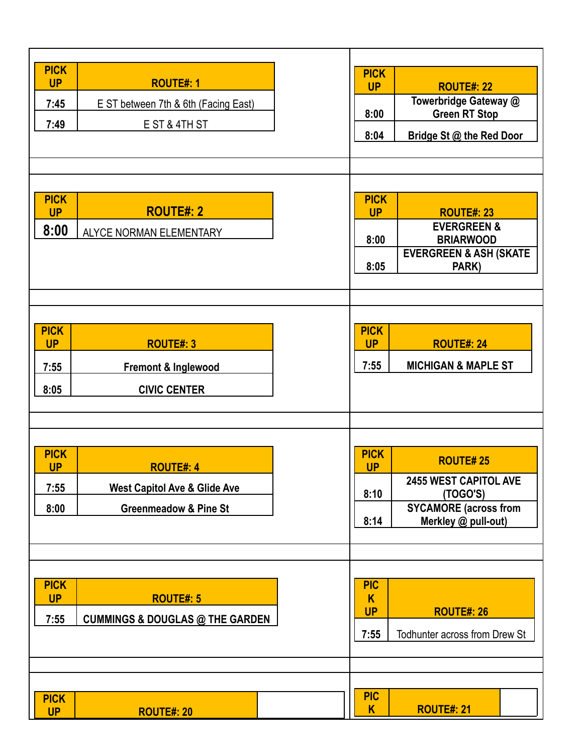| PICK UP | ROUTE#: 1 |
| --- | --- |
| 7:45 | E ST between 7th & 6th (Facing East) |
| 7:49 | E ST & 4TH ST |

| PICK UP | ROUTE#: 22 |
| --- | --- |
| 8:00 | Towerbridge Gateway @ Green RT Stop |
| 8:04 | Bridge St @ the Red Door |

| PICK UP | ROUTE#: 2 |
| --- | --- |
| 8:00 | ALYCE NORMAN ELEMENTARY |

| PICK UP | ROUTE#: 23 |
| --- | --- |
| 8:00 | EVERGREEN & BRIARWOOD |
| 8:05 | EVERGREEN & ASH (SKATE PARK) |

| PICK UP | ROUTE#: 3 |
| --- | --- |
| 7:55 | Fremont & Inglewood |
| 8:05 | CIVIC CENTER |

| PICK UP | ROUTE#: 24 |
| --- | --- |
| 7:55 | MICHIGAN & MAPLE ST |

| PICK UP | ROUTE#: 4 |
| --- | --- |
| 7:55 | West Capitol Ave & Glide Ave |
| 8:00 | Greenmeadow & Pine St |

| PICK UP | ROUTE# 25 |
| --- | --- |
| 8:10 | 2455 WEST CAPITOL AVE (TOGO'S) |
| 8:14 | SYCAMORE (across from Merkley @ pull-out) |

| PICK UP | ROUTE#: 5 |
| --- | --- |
| 7:55 | CUMMINGS & DOUGLAS @ THE GARDEN |

| PICK UP | ROUTE#: 26 |
| --- | --- |
| 7:55 | Todhunter across from Drew St |

| PICK UP | ROUTE#: 20 | |
| --- | --- | --- |

| PICK | ROUTE#: 21 | |
| --- | --- | --- |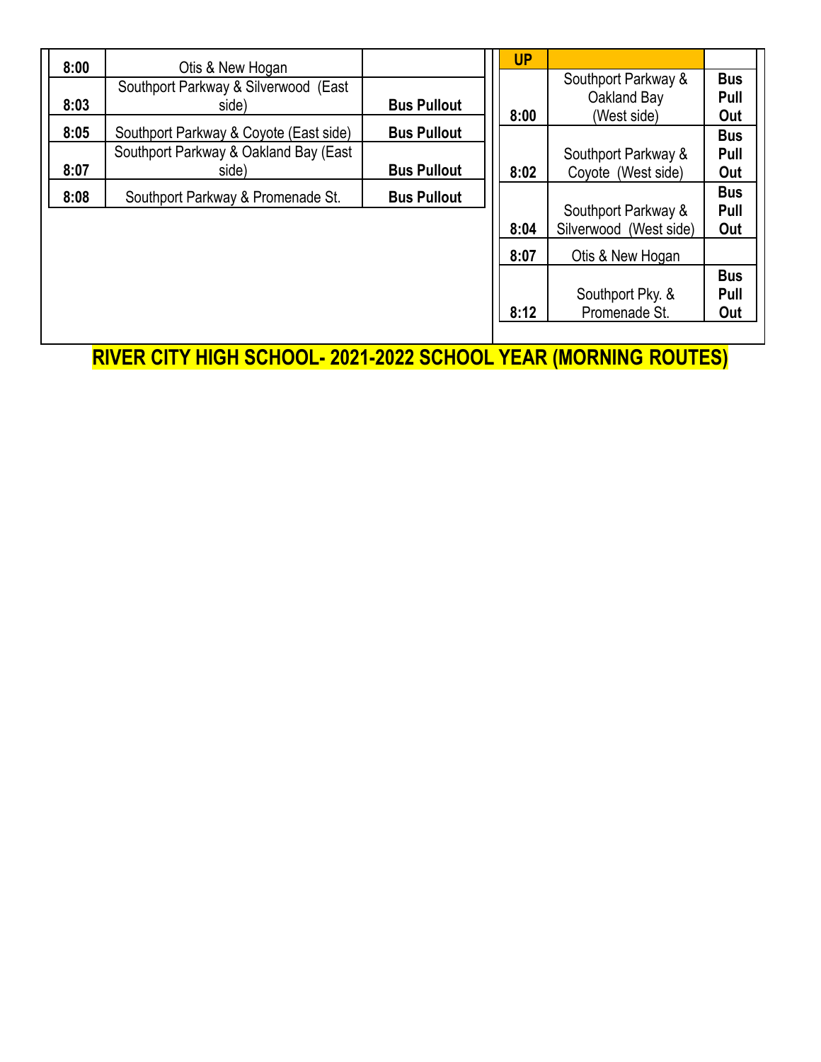| | | |
|---|---|---|
| 8:00 | Otis & New Hogan | |
| 8:03 | Southport Parkway & Silverwood (East side) | Bus Pullout |
| 8:05 | Southport Parkway & Coyote (East side) | Bus Pullout |
| 8:07 | Southport Parkway & Oakland Bay (East side) | Bus Pullout |
| 8:08 | Southport Parkway & Promenade St. | Bus Pullout |

| UP | | |
|---|---|---|
| 8:00 | Southport Parkway & Oakland Bay (West side) | Bus Pull Out |
| 8:02 | Southport Parkway & Coyote (West side) | Bus Pull Out |
| 8:04 | Southport Parkway & Silverwood (West side) | Bus Pull Out |
| 8:07 | Otis & New Hogan | |
| 8:12 | Southport Pky. & Promenade St. | Bus Pull Out |

**RIVER CITY HIGH SCHOOL- 2021-2022 SCHOOL YEAR (MORNING ROUTES)**